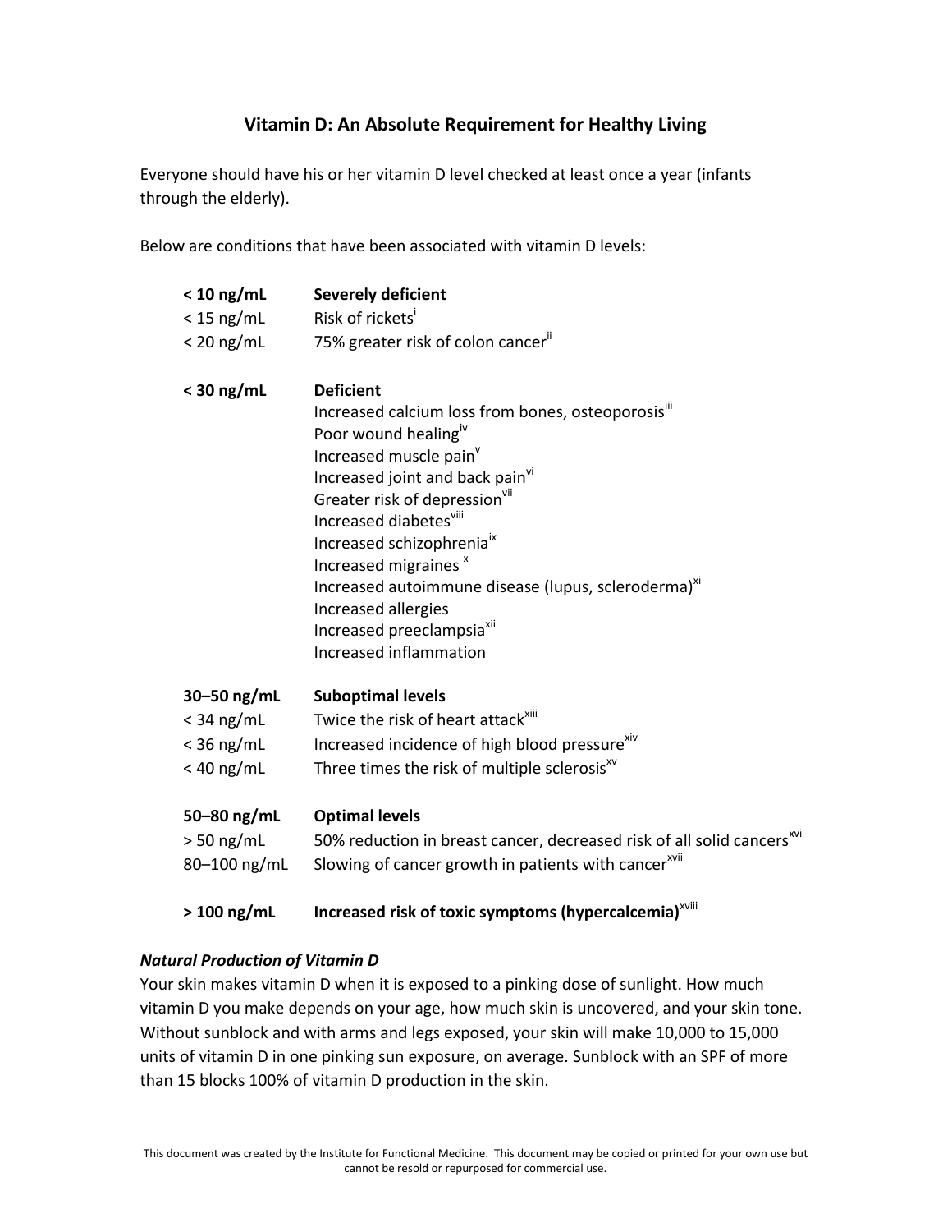# Vitamin D: An Absolute Requirement for Healthy Living

Everyone should have his or her vitamin D level checked at least once a year (infants through the elderly).

Below are conditions that have been associated with vitamin D levels:

| | |
|---|---|
| **< 10 ng/mL** | **Severely deficient** |
| < 15 ng/mL | Risk of rickets[i] |
| < 20 ng/mL | 75% greater risk of colon cancer[ii] |
| | |
| **< 30 ng/mL** | **Deficient** |
| | Increased calcium loss from bones, osteoporosis[iii] |
| | Poor wound healing[iv] |
| | Increased muscle pain[v] |
| | Increased joint and back pain[vi] |
| | Greater risk of depression[vii] |
| | Increased diabetes[viii] |
| | Increased schizophrenia[ix] |
| | Increased migraines [x] |
| | Increased autoimmune disease (lupus, scleroderma)[xi] |
| | Increased allergies |
| | Increased preeclampsia[xii] |
| | Increased inflammation |
| | |
| **30–50 ng/mL** | **Suboptimal levels** |
| < 34 ng/mL | Twice the risk of heart attack[xiii] |
| < 36 ng/mL | Increased incidence of high blood pressure[xiv] |
| < 40 ng/mL | Three times the risk of multiple sclerosis[xv] |
| | |
| **50–80 ng/mL** | **Optimal levels** |
| > 50 ng/mL | 50% reduction in breast cancer, decreased risk of all solid cancers[xvi] |
| 80–100 ng/mL | Slowing of cancer growth in patients with cancer[xvii] |
| | |
| **> 100 ng/mL** | **Increased risk of toxic symptoms (hypercalcemia)[xviii]** |

***Natural Production of Vitamin D***

Your skin makes vitamin D when it is exposed to a pinking dose of sunlight. How much vitamin D you make depends on your age, how much skin is uncovered, and your skin tone. Without sunblock and with arms and legs exposed, your skin will make 10,000 to 15,000 units of vitamin D in one pinking sun exposure, on average. Sunblock with an SPF of more than 15 blocks 100% of vitamin D production in the skin.

This document was created by the Institute for Functional Medicine. This document may be copied or printed for your own use but cannot be resold or repurposed for commercial use.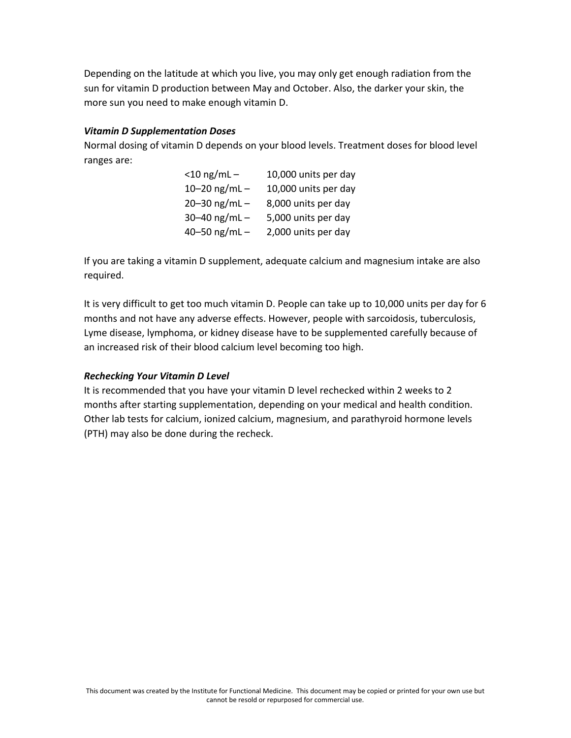Depending on the latitude at which you live, you may only get enough radiation from the sun for vitamin D production between May and October. Also, the darker your skin, the more sun you need to make enough vitamin D.

### *Vitamin D Supplementation Doses*

Normal dosing of vitamin D depends on your blood levels. Treatment doses for blood level ranges are:

| Blood level | Dose |
|---|---|
| <10 ng/mL – | 10,000 units per day |
| 10–20 ng/mL – | 10,000 units per day |
| 20–30 ng/mL – | 8,000 units per day |
| 30–40 ng/mL – | 5,000 units per day |
| 40–50 ng/mL – | 2,000 units per day |

If you are taking a vitamin D supplement, adequate calcium and magnesium intake are also required.

It is very difficult to get too much vitamin D. People can take up to 10,000 units per day for 6 months and not have any adverse effects. However, people with sarcoidosis, tuberculosis, Lyme disease, lymphoma, or kidney disease have to be supplemented carefully because of an increased risk of their blood calcium level becoming too high.

### *Rechecking Your Vitamin D Level*

It is recommended that you have your vitamin D level rechecked within 2 weeks to 2 months after starting supplementation, depending on your medical and health condition. Other lab tests for calcium, ionized calcium, magnesium, and parathyroid hormone levels (PTH) may also be done during the recheck.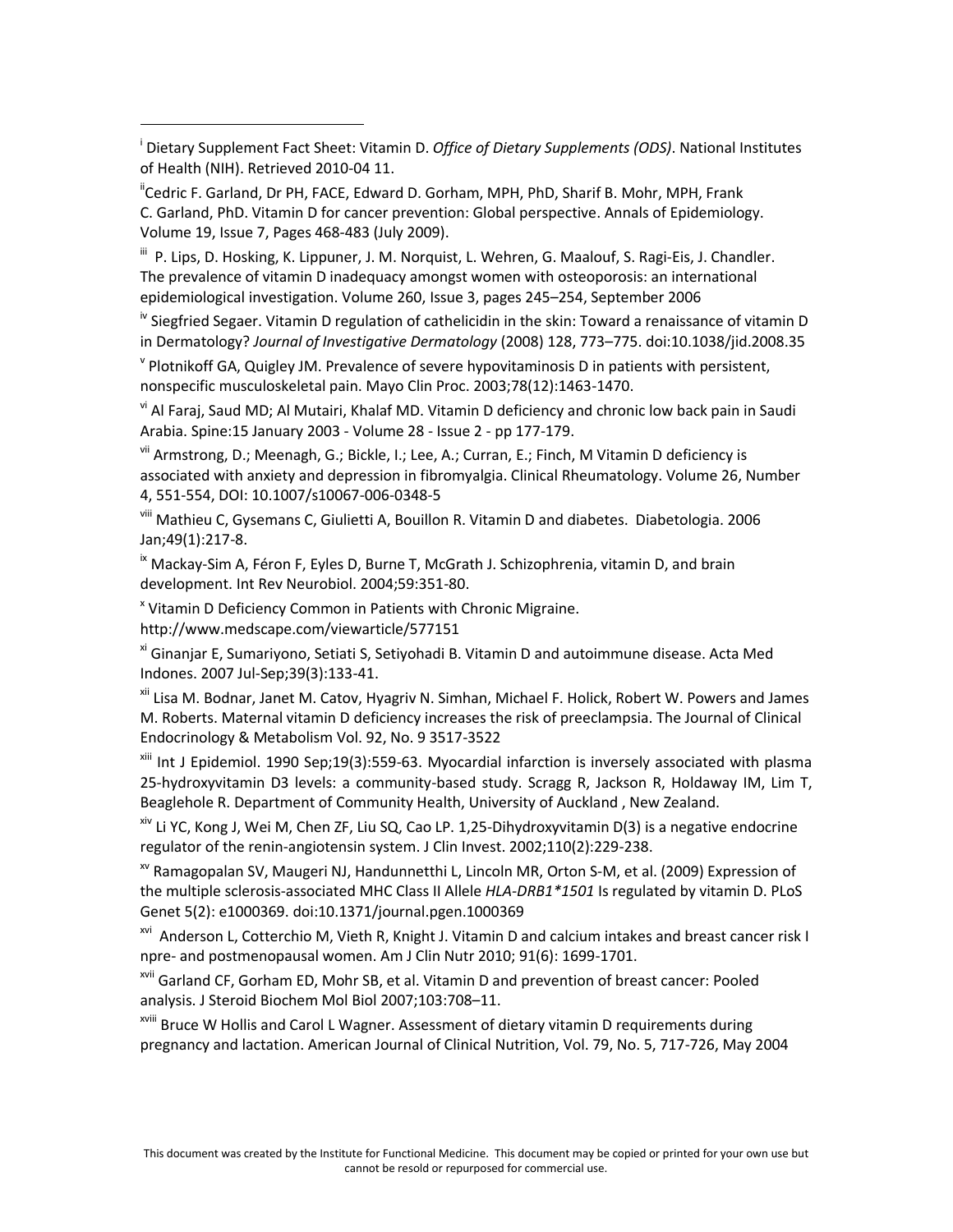[i] Dietary Supplement Fact Sheet: Vitamin D. *Office of Dietary Supplements (ODS)*. National Institutes of Health (NIH). Retrieved 2010-04 11.

[ii] Cedric F. Garland, Dr PH, FACE, Edward D. Gorham, MPH, PhD, Sharif B. Mohr, MPH, Frank C. Garland, PhD. Vitamin D for cancer prevention: Global perspective. Annals of Epidemiology. Volume 19, Issue 7, Pages 468-483 (July 2009).

[iii] P. Lips, D. Hosking, K. Lippuner, J. M. Norquist, L. Wehren, G. Maalouf, S. Ragi-Eis, J. Chandler. The prevalence of vitamin D inadequacy amongst women with osteoporosis: an international epidemiological investigation. Volume 260, Issue 3, pages 245–254, September 2006

[iv] Siegfried Segaer. Vitamin D regulation of cathelicidin in the skin: Toward a renaissance of vitamin D in Dermatology? *Journal of Investigative Dermatology* (2008) 128, 773–775. doi:10.1038/jid.2008.35

[v] Plotnikoff GA, Quigley JM. Prevalence of severe hypovitaminosis D in patients with persistent, nonspecific musculoskeletal pain. Mayo Clin Proc. 2003;78(12):1463-1470.

[vi] Al Faraj, Saud MD; Al Mutairi, Khalaf MD. Vitamin D deficiency and chronic low back pain in Saudi Arabia. Spine:15 January 2003 - Volume 28 - Issue 2 - pp 177-179.

[vii] Armstrong, D.; Meenagh, G.; Bickle, I.; Lee, A.; Curran, E.; Finch, M Vitamin D deficiency is associated with anxiety and depression in fibromyalgia. Clinical Rheumatology. Volume 26, Number 4, 551-554, DOI: 10.1007/s10067-006-0348-5

[viii] Mathieu C, Gysemans C, Giulietti A, Bouillon R. Vitamin D and diabetes. Diabetologia. 2006 Jan;49(1):217-8.

[ix] Mackay-Sim A, Féron F, Eyles D, Burne T, McGrath J. Schizophrenia, vitamin D, and brain development. Int Rev Neurobiol. 2004;59:351-80.

[x] Vitamin D Deficiency Common in Patients with Chronic Migraine. http://www.medscape.com/viewarticle/577151

[xi] Ginanjar E, Sumariyono, Setiati S, Setiyohadi B. Vitamin D and autoimmune disease. Acta Med Indones. 2007 Jul-Sep;39(3):133-41.

[xii] Lisa M. Bodnar, Janet M. Catov, Hyagriv N. Simhan, Michael F. Holick, Robert W. Powers and James M. Roberts. Maternal vitamin D deficiency increases the risk of preeclampsia. The Journal of Clinical Endocrinology & Metabolism Vol. 92, No. 9 3517-3522

[xiii] Int J Epidemiol. 1990 Sep;19(3):559-63. Myocardial infarction is inversely associated with plasma 25-hydroxyvitamin D3 levels: a community-based study. Scragg R, Jackson R, Holdaway IM, Lim T, Beaglehole R. Department of Community Health, University of Auckland , New Zealand.

[xiv] Li YC, Kong J, Wei M, Chen ZF, Liu SQ, Cao LP. 1,25-Dihydroxyvitamin D(3) is a negative endocrine regulator of the renin-angiotensin system. J Clin Invest. 2002;110(2):229-238.

[xv] Ramagopalan SV, Maugeri NJ, Handunnetthi L, Lincoln MR, Orton S-M, et al. (2009) Expression of the multiple sclerosis-associated MHC Class II Allele *HLA-DRB1*1501* Is regulated by vitamin D. PLoS Genet 5(2): e1000369. doi:10.1371/journal.pgen.1000369

[xvi] Anderson L, Cotterchio M, Vieth R, Knight J. Vitamin D and calcium intakes and breast cancer risk I npre- and postmenopausal women. Am J Clin Nutr 2010; 91(6): 1699-1701.

[xvii] Garland CF, Gorham ED, Mohr SB, et al. Vitamin D and prevention of breast cancer: Pooled analysis. J Steroid Biochem Mol Biol 2007;103:708–11.

[xviii] Bruce W Hollis and Carol L Wagner. Assessment of dietary vitamin D requirements during pregnancy and lactation. American Journal of Clinical Nutrition, Vol. 79, No. 5, 717-726, May 2004

This document was created by the Institute for Functional Medicine. This document may be copied or printed for your own use but cannot be resold or repurposed for commercial use.